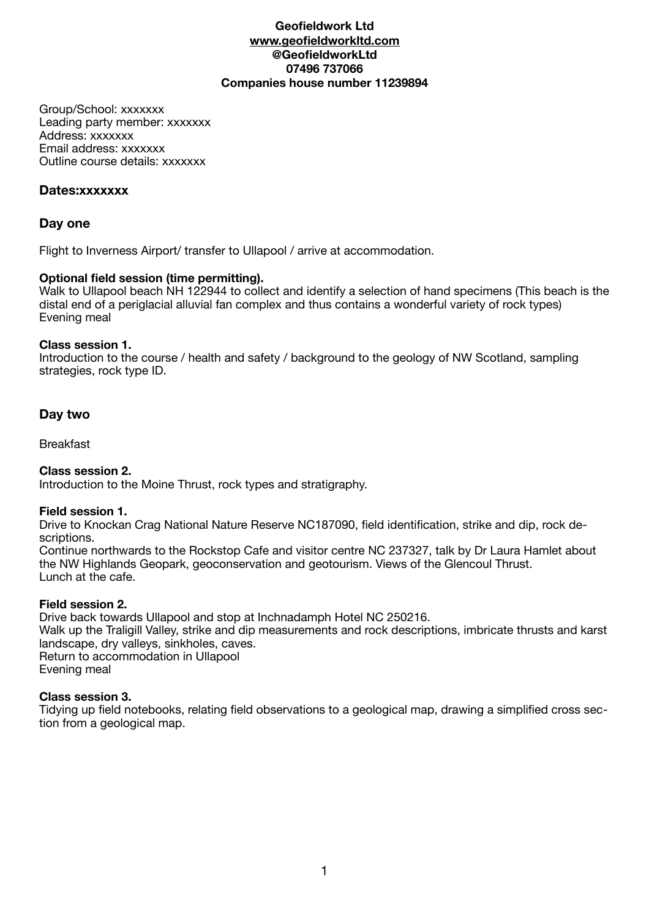**Geofieldwork Ltd**
**www.geofieldworkltd.com**
**@GeofieldworkLtd**
**07496 737066**
**Companies house number 11239894**

Group/School: xxxxxxx
Leading party member: xxxxxxx
Address: xxxxxxx
Email address: xxxxxxx
Outline course details: xxxxxxx

## Dates:xxxxxxx

## Day one

Flight to Inverness Airport/ transfer to Ullapool / arrive at accommodation.

**Optional field session (time permitting).**
Walk to Ullapool beach NH 122944 to collect and identify a selection of hand specimens (This beach is the distal end of a periglacial alluvial fan complex and thus contains a wonderful variety of rock types)
Evening meal

**Class session 1.**
Introduction to the course / health and safety / background to the geology of NW Scotland, sampling strategies, rock type ID.

## Day two

Breakfast

**Class session 2.**
Introduction to the Moine Thrust, rock types and stratigraphy.

**Field session 1.**
Drive to Knockan Crag National Nature Reserve NC187090, field identification, strike and dip, rock descriptions.
Continue northwards to the Rockstop Cafe and visitor centre NC 237327, talk by Dr Laura Hamlet about the NW Highlands Geopark, geoconservation and geotourism. Views of the Glencoul Thrust.
Lunch at the cafe.

**Field session 2.**
Drive back towards Ullapool and stop at Inchnadamph Hotel NC 250216.
Walk up the Traligill Valley, strike and dip measurements and rock descriptions, imbricate thrusts and karst landscape, dry valleys, sinkholes, caves.
Return to accommodation in Ullapool
Evening meal

**Class session 3.**
Tidying up field notebooks, relating field observations to a geological map, drawing a simplified cross section from a geological map.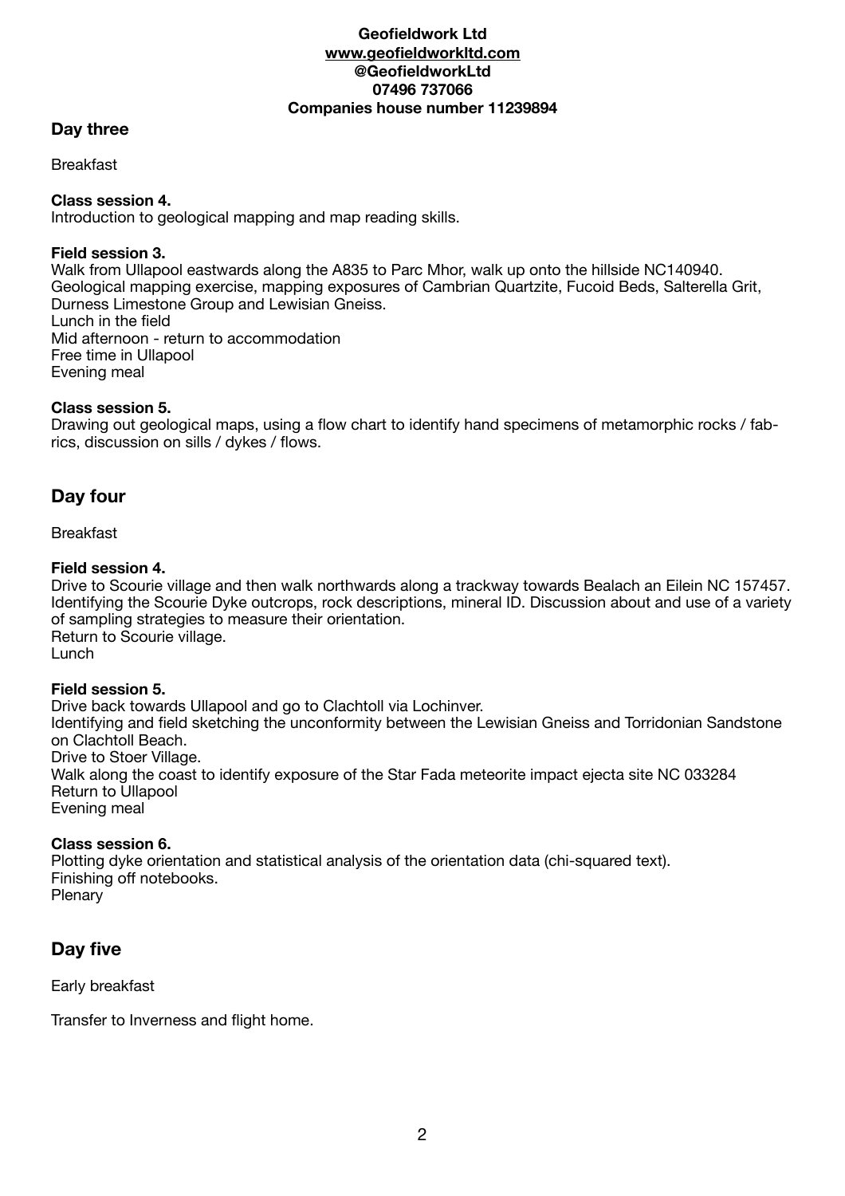**Geofieldwork Ltd**
**www.geofieldworkltd.com**
**@GeofieldworkLtd**
**07496 737066**
**Companies house number 11239894**

## Day three

Breakfast

**Class session 4.**
Introduction to geological mapping and map reading skills.

**Field session 3.**
Walk from Ullapool eastwards along the A835 to Parc Mhor, walk up onto the hillside NC140940.
Geological mapping exercise, mapping exposures of Cambrian Quartzite, Fucoid Beds, Salterella Grit, Durness Limestone Group and Lewisian Gneiss.
Lunch in the field
Mid afternoon - return to accommodation
Free time in Ullapool
Evening meal

**Class session 5.**
Drawing out geological maps, using a flow chart to identify hand specimens of metamorphic rocks / fabrics, discussion on sills / dykes / flows.

## Day four

Breakfast

**Field session 4.**
Drive to Scourie village and then walk northwards along a trackway towards Bealach an Eilein NC 157457.
Identifying the Scourie Dyke outcrops, rock descriptions, mineral ID. Discussion about and use of a variety of sampling strategies to measure their orientation.
Return to Scourie village.
Lunch

**Field session 5.**
Drive back towards Ullapool and go to Clachtoll via Lochinver.
Identifying and field sketching the unconformity between the Lewisian Gneiss and Torridonian Sandstone on Clachtoll Beach.
Drive to Stoer Village.
Walk along the coast to identify exposure of the Star Fada meteorite impact ejecta site NC 033284
Return to Ullapool
Evening meal

**Class session 6.**
Plotting dyke orientation and statistical analysis of the orientation data (chi-squared text).
Finishing off notebooks.
Plenary

## Day five

Early breakfast

Transfer to Inverness and flight home.